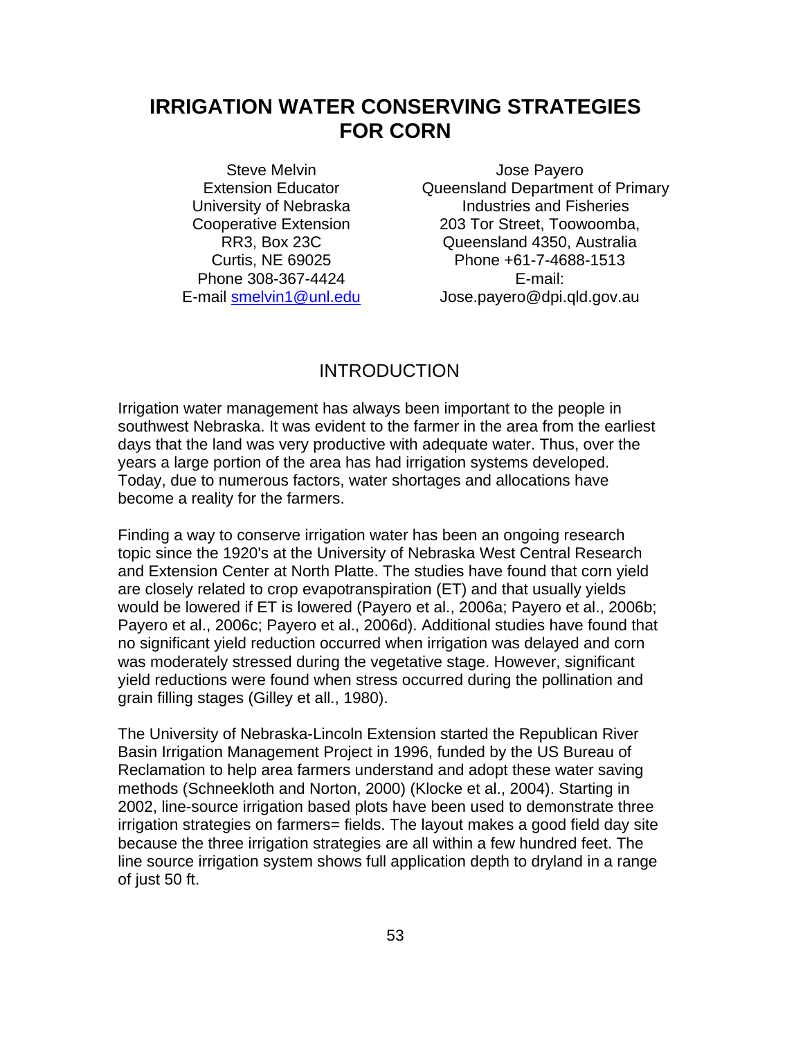# IRRIGATION WATER CONSERVING STRATEGIES FOR CORN

Steve Melvin
Extension Educator
University of Nebraska
Cooperative Extension
RR3, Box 23C
Curtis, NE 69025
Phone 308-367-4424
E-mail smelvin1@unl.edu

Jose Payero
Queensland Department of Primary Industries and Fisheries
203 Tor Street, Toowoomba, Queensland 4350, Australia
Phone +61-7-4688-1513
E-mail: Jose.payero@dpi.qld.gov.au

## INTRODUCTION

Irrigation water management has always been important to the people in southwest Nebraska. It was evident to the farmer in the area from the earliest days that the land was very productive with adequate water. Thus, over the years a large portion of the area has had irrigation systems developed. Today, due to numerous factors, water shortages and allocations have become a reality for the farmers.

Finding a way to conserve irrigation water has been an ongoing research topic since the 1920's at the University of Nebraska West Central Research and Extension Center at North Platte. The studies have found that corn yield are closely related to crop evapotranspiration (ET) and that usually yields would be lowered if ET is lowered (Payero et al., 2006a; Payero et al., 2006b; Payero et al., 2006c; Payero et al., 2006d). Additional studies have found that no significant yield reduction occurred when irrigation was delayed and corn was moderately stressed during the vegetative stage. However, significant yield reductions were found when stress occurred during the pollination and grain filling stages (Gilley et all., 1980).

The University of Nebraska-Lincoln Extension started the Republican River Basin Irrigation Management Project in 1996, funded by the US Bureau of Reclamation to help area farmers understand and adopt these water saving methods (Schneekloth and Norton, 2000) (Klocke et al., 2004). Starting in 2002, line-source irrigation based plots have been used to demonstrate three irrigation strategies on farmers= fields. The layout makes a good field day site because the three irrigation strategies are all within a few hundred feet. The line source irrigation system shows full application depth to dryland in a range of just 50 ft.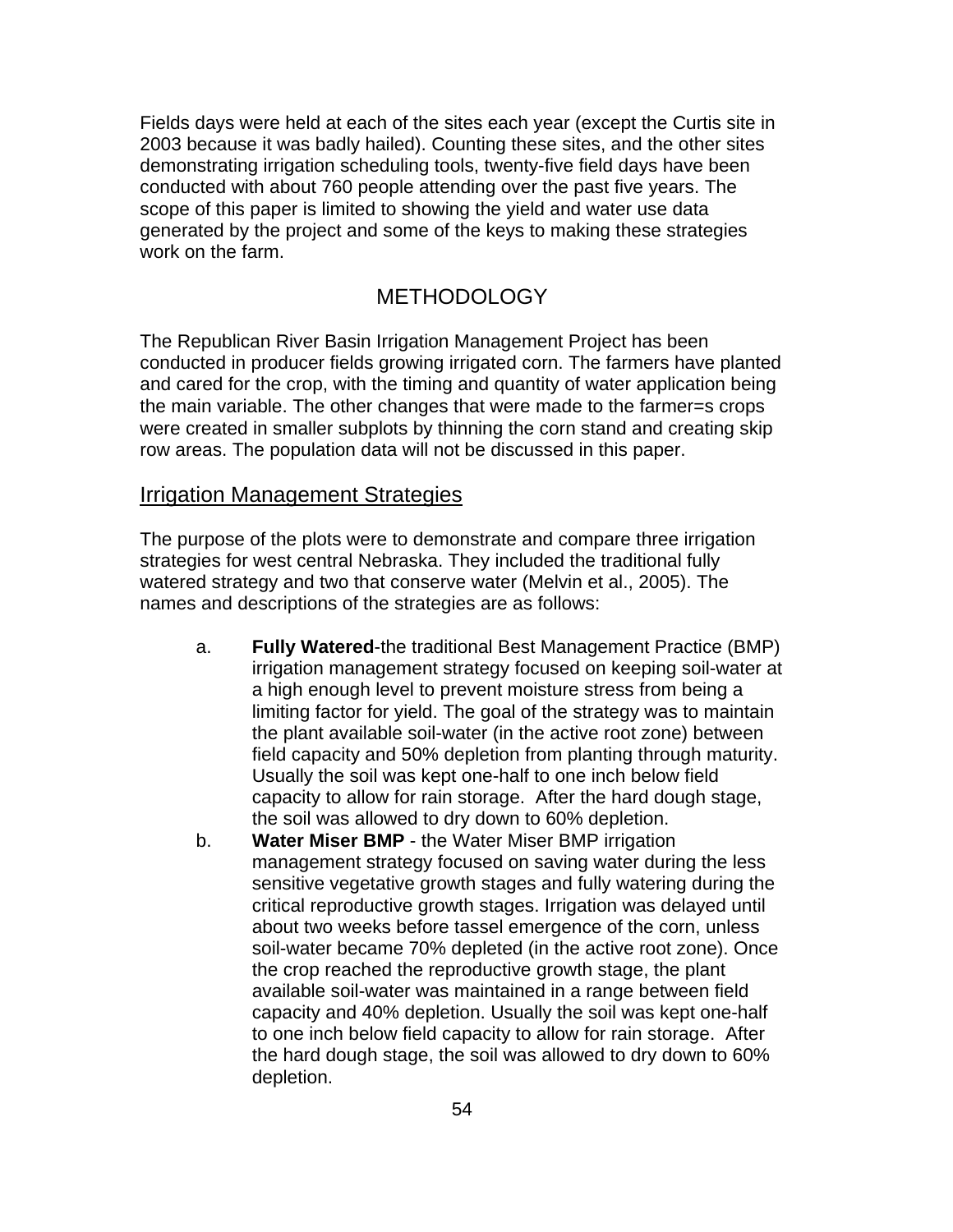Fields days were held at each of the sites each year (except the Curtis site in 2003 because it was badly hailed). Counting these sites, and the other sites demonstrating irrigation scheduling tools, twenty-five field days have been conducted with about 760 people attending over the past five years. The scope of this paper is limited to showing the yield and water use data generated by the project and some of the keys to making these strategies work on the farm.

## METHODOLOGY

The Republican River Basin Irrigation Management Project has been conducted in producer fields growing irrigated corn. The farmers have planted and cared for the crop, with the timing and quantity of water application being the main variable. The other changes that were made to the farmer=s crops were created in smaller subplots by thinning the corn stand and creating skip row areas. The population data will not be discussed in this paper.

### Irrigation Management Strategies

The purpose of the plots were to demonstrate and compare three irrigation strategies for west central Nebraska. They included the traditional fully watered strategy and two that conserve water (Melvin et al., 2005). The names and descriptions of the strategies are as follows:

a. **Fully Watered**-the traditional Best Management Practice (BMP) irrigation management strategy focused on keeping soil-water at a high enough level to prevent moisture stress from being a limiting factor for yield. The goal of the strategy was to maintain the plant available soil-water (in the active root zone) between field capacity and 50% depletion from planting through maturity. Usually the soil was kept one-half to one inch below field capacity to allow for rain storage. After the hard dough stage, the soil was allowed to dry down to 60% depletion.

b. **Water Miser BMP** - the Water Miser BMP irrigation management strategy focused on saving water during the less sensitive vegetative growth stages and fully watering during the critical reproductive growth stages. Irrigation was delayed until about two weeks before tassel emergence of the corn, unless soil-water became 70% depleted (in the active root zone). Once the crop reached the reproductive growth stage, the plant available soil-water was maintained in a range between field capacity and 40% depletion. Usually the soil was kept one-half to one inch below field capacity to allow for rain storage. After the hard dough stage, the soil was allowed to dry down to 60% depletion.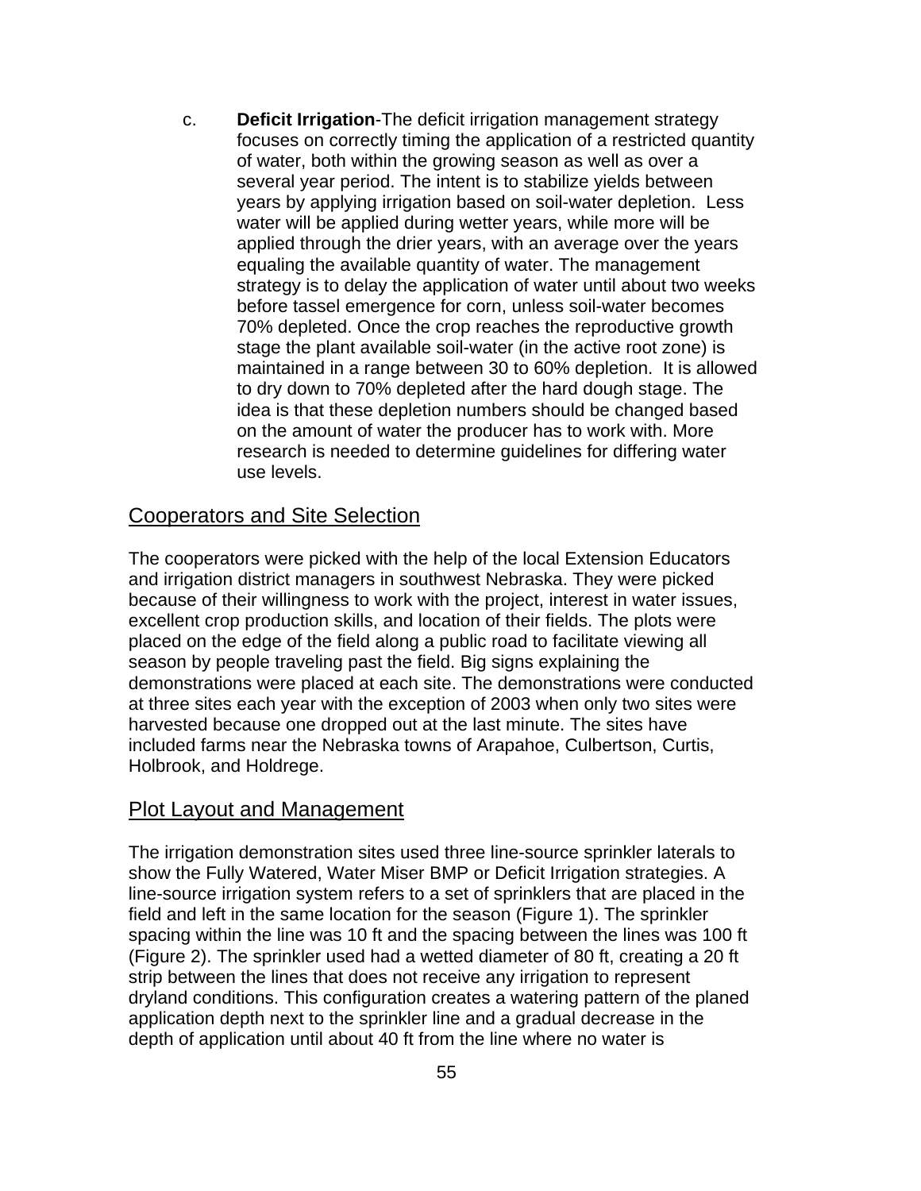c. **Deficit Irrigation**-The deficit irrigation management strategy focuses on correctly timing the application of a restricted quantity of water, both within the growing season as well as over a several year period. The intent is to stabilize yields between years by applying irrigation based on soil-water depletion. Less water will be applied during wetter years, while more will be applied through the drier years, with an average over the years equaling the available quantity of water. The management strategy is to delay the application of water until about two weeks before tassel emergence for corn, unless soil-water becomes 70% depleted. Once the crop reaches the reproductive growth stage the plant available soil-water (in the active root zone) is maintained in a range between 30 to 60% depletion. It is allowed to dry down to 70% depleted after the hard dough stage. The idea is that these depletion numbers should be changed based on the amount of water the producer has to work with. More research is needed to determine guidelines for differing water use levels.

## Cooperators and Site Selection

The cooperators were picked with the help of the local Extension Educators and irrigation district managers in southwest Nebraska. They were picked because of their willingness to work with the project, interest in water issues, excellent crop production skills, and location of their fields. The plots were placed on the edge of the field along a public road to facilitate viewing all season by people traveling past the field. Big signs explaining the demonstrations were placed at each site. The demonstrations were conducted at three sites each year with the exception of 2003 when only two sites were harvested because one dropped out at the last minute. The sites have included farms near the Nebraska towns of Arapahoe, Culbertson, Curtis, Holbrook, and Holdrege.

## Plot Layout and Management

The irrigation demonstration sites used three line-source sprinkler laterals to show the Fully Watered, Water Miser BMP or Deficit Irrigation strategies. A line-source irrigation system refers to a set of sprinklers that are placed in the field and left in the same location for the season (Figure 1). The sprinkler spacing within the line was 10 ft and the spacing between the lines was 100 ft (Figure 2). The sprinkler used had a wetted diameter of 80 ft, creating a 20 ft strip between the lines that does not receive any irrigation to represent dryland conditions. This configuration creates a watering pattern of the planed application depth next to the sprinkler line and a gradual decrease in the depth of application until about 40 ft from the line where no water is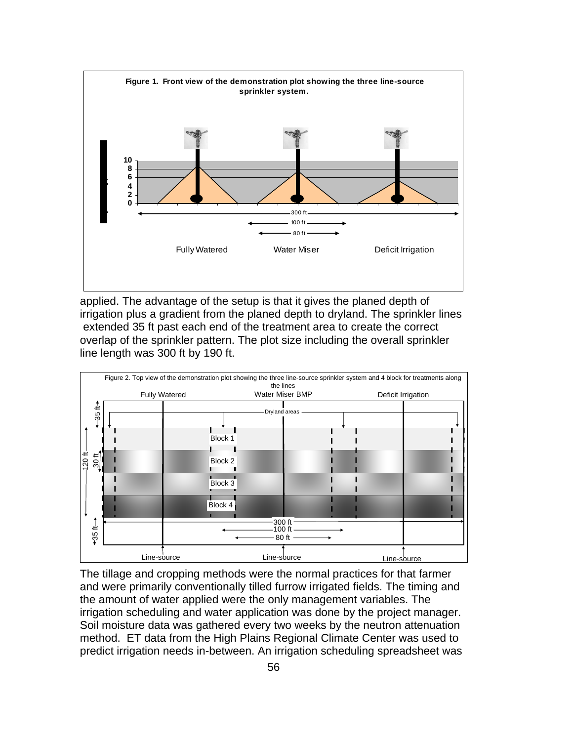Figure 1. Front view of the demonstration plot showing the three line-source sprinkler system.

applied. The advantage of the setup is that it gives the planed depth of irrigation plus a gradient from the planed depth to dryland. The sprinkler lines extended 35 ft past each end of the treatment area to create the correct overlap of the sprinkler pattern. The plot size including the overall sprinkler line length was 300 ft by 190 ft.

Figure 2. Top view of the demonstration plot showing the three line-source sprinkler system and 4 block for treatments along the lines

The tillage and cropping methods were the normal practices for that farmer and were primarily conventionally tilled furrow irrigated fields. The timing and the amount of water applied were the only management variables. The irrigation scheduling and water application was done by the project manager. Soil moisture data was gathered every two weeks by the neutron attenuation method. ET data from the High Plains Regional Climate Center was used to predict irrigation needs in-between. An irrigation scheduling spreadsheet was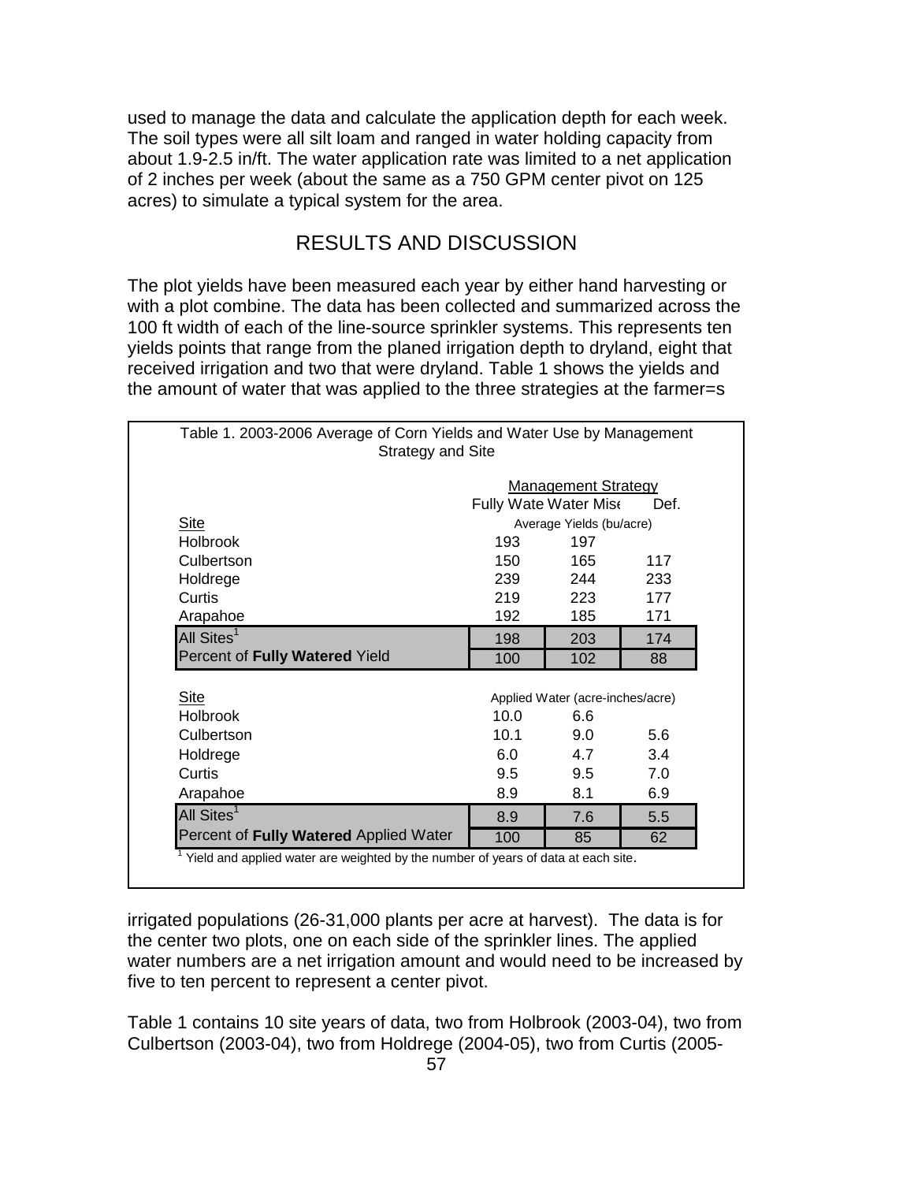used to manage the data and calculate the application depth for each week. The soil types were all silt loam and ranged in water holding capacity from about 1.9-2.5 in/ft. The water application rate was limited to a net application of 2 inches per week (about the same as a 750 GPM center pivot on 125 acres) to simulate a typical system for the area.

## RESULTS AND DISCUSSION

The plot yields have been measured each year by either hand harvesting or with a plot combine. The data has been collected and summarized across the 100 ft width of each of the line-source sprinkler systems. This represents ten yields points that range from the planed irrigation depth to dryland, eight that received irrigation and two that were dryland. Table 1 shows the yields and the amount of water that was applied to the three strategies at the farmer=s irrigated populations (26-31,000 plants per acre at harvest). The data is for the center two plots, one on each side of the sprinkler lines. The applied water numbers are a net irrigation amount and would need to be increased by five to ten percent to represent a center pivot.

Table 1. 2003-2006 Average of Corn Yields and Water Use by Management Strategy and Site

| | Management Strategy | | |
|---|---|---|---|
| | Fully Wate | Water Mis | Def. |
| **Site** | Average Yields (bu/acre) | | |
| Holbrook | 193 | 197 | |
| Culbertson | 150 | 165 | 117 |
| Holdrege | 239 | 244 | 233 |
| Curtis | 219 | 223 | 177 |
| Arapahoe | 192 | 185 | 171 |
| All Sites[1] | 198 | 203 | 174 |
| Percent of **Fully Watered** Yield | 100 | 102 | 88 |
| **Site** | Applied Water (acre-inches/acre) | | |
| Holbrook | 10.0 | 6.6 | |
| Culbertson | 10.1 | 9.0 | 5.6 |
| Holdrege | 6.0 | 4.7 | 3.4 |
| Curtis | 9.5 | 9.5 | 7.0 |
| Arapahoe | 8.9 | 8.1 | 6.9 |
| All Sites[1] | 8.9 | 7.6 | 5.5 |
| Percent of **Fully Watered** Applied Water | 100 | 85 | 62 |

[1] Yield and applied water are weighted by the number of years of data at each site.

Table 1 contains 10 site years of data, two from Holbrook (2003-04), two from Culbertson (2003-04), two from Holdrege (2004-05), two from Curtis (2005-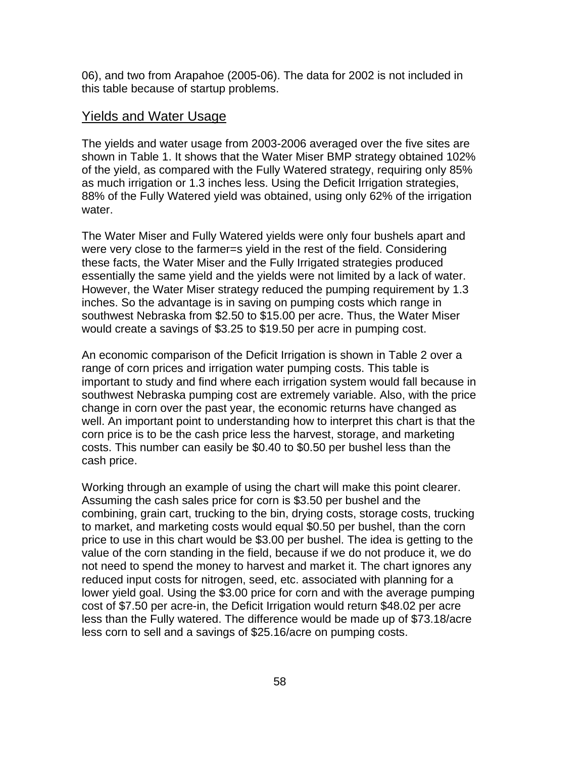06), and two from Arapahoe (2005-06). The data for 2002 is not included in this table because of startup problems.

## Yields and Water Usage

The yields and water usage from 2003-2006 averaged over the five sites are shown in Table 1. It shows that the Water Miser BMP strategy obtained 102% of the yield, as compared with the Fully Watered strategy, requiring only 85% as much irrigation or 1.3 inches less. Using the Deficit Irrigation strategies, 88% of the Fully Watered yield was obtained, using only 62% of the irrigation water.

The Water Miser and Fully Watered yields were only four bushels apart and were very close to the farmer=s yield in the rest of the field. Considering these facts, the Water Miser and the Fully Irrigated strategies produced essentially the same yield and the yields were not limited by a lack of water. However, the Water Miser strategy reduced the pumping requirement by 1.3 inches. So the advantage is in saving on pumping costs which range in southwest Nebraska from $2.50 to $15.00 per acre. Thus, the Water Miser would create a savings of $3.25 to $19.50 per acre in pumping cost.

An economic comparison of the Deficit Irrigation is shown in Table 2 over a range of corn prices and irrigation water pumping costs. This table is important to study and find where each irrigation system would fall because in southwest Nebraska pumping cost are extremely variable. Also, with the price change in corn over the past year, the economic returns have changed as well. An important point to understanding how to interpret this chart is that the corn price is to be the cash price less the harvest, storage, and marketing costs. This number can easily be $0.40 to $0.50 per bushel less than the cash price.

Working through an example of using the chart will make this point clearer. Assuming the cash sales price for corn is $3.50 per bushel and the combining, grain cart, trucking to the bin, drying costs, storage costs, trucking to market, and marketing costs would equal $0.50 per bushel, than the corn price to use in this chart would be $3.00 per bushel. The idea is getting to the value of the corn standing in the field, because if we do not produce it, we do not need to spend the money to harvest and market it. The chart ignores any reduced input costs for nitrogen, seed, etc. associated with planning for a lower yield goal. Using the $3.00 price for corn and with the average pumping cost of $7.50 per acre-in, the Deficit Irrigation would return $48.02 per acre less than the Fully watered. The difference would be made up of $73.18/acre less corn to sell and a savings of $25.16/acre on pumping costs.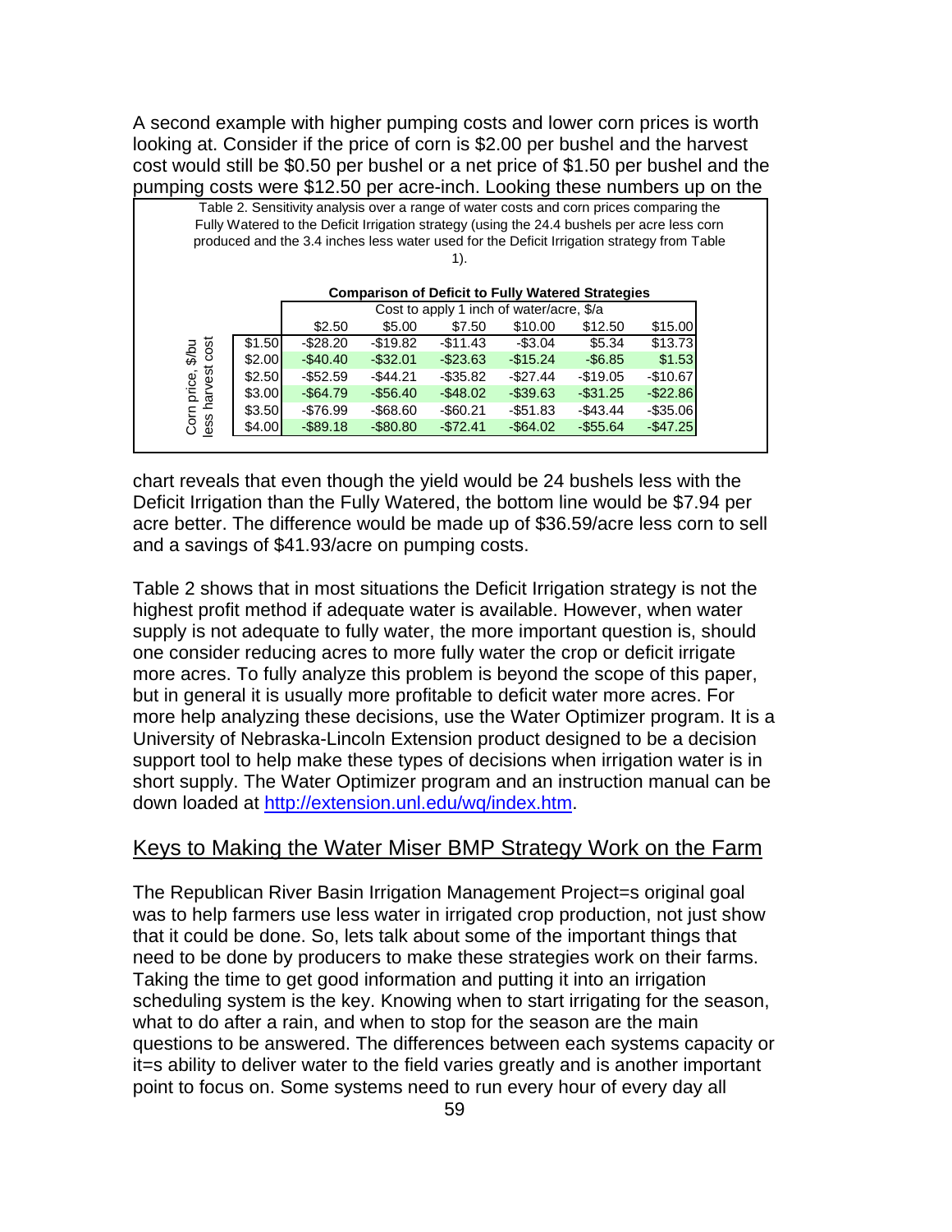A second example with higher pumping costs and lower corn prices is worth looking at. Consider if the price of corn is $2.00 per bushel and the harvest cost would still be $0.50 per bushel or a net price of $1.50 per bushel and the pumping costs were $12.50 per acre-inch. Looking these numbers up on the chart reveals that even though the yield would be 24 bushels less with the Deficit Irrigation than the Fully Watered, the bottom line would be $7.94 per acre better. The difference would be made up of $36.59/acre less corn to sell and a savings of $41.93/acre on pumping costs.

Table 2. Sensitivity analysis over a range of water costs and corn prices comparing the Fully Watered to the Deficit Irrigation strategy (using the 24.4 bushels per acre less corn produced and the 3.4 inches less water used for the Deficit Irrigation strategy from Table 1).

**Comparison of Deficit to Fully Watered Strategies**

| Corn price, $/bu less harvest cost | Cost to apply 1 inch of water/acre, $/a: $2.50 | $5.00 | $7.50 | $10.00 | $12.50 | $15.00 |
|---|---|---|---|---|---|---|
| $1.50 | -$28.20 | -$19.82 | -$11.43 | -$3.04 | $5.34 | $13.73 |
| $2.00 | -$40.40 | -$32.01 | -$23.63 | -$15.24 | -$6.85 | $1.53 |
| $2.50 | -$52.59 | -$44.21 | -$35.82 | -$27.44 | -$19.05 | -$10.67 |
| $3.00 | -$64.79 | -$56.40 | -$48.02 | -$39.63 | -$31.25 | -$22.86 |
| $3.50 | -$76.99 | -$68.60 | -$60.21 | -$51.83 | -$43.44 | -$35.06 |
| $4.00 | -$89.18 | -$80.80 | -$72.41 | -$64.02 | -$55.64 | -$47.25 |

Table 2 shows that in most situations the Deficit Irrigation strategy is not the highest profit method if adequate water is available. However, when water supply is not adequate to fully water, the more important question is, should one consider reducing acres to more fully water the crop or deficit irrigate more acres. To fully analyze this problem is beyond the scope of this paper, but in general it is usually more profitable to deficit water more acres. For more help analyzing these decisions, use the Water Optimizer program. It is a University of Nebraska-Lincoln Extension product designed to be a decision support tool to help make these types of decisions when irrigation water is in short supply. The Water Optimizer program and an instruction manual can be down loaded at http://extension.unl.edu/wq/index.htm.

## Keys to Making the Water Miser BMP Strategy Work on the Farm

The Republican River Basin Irrigation Management Project=s original goal was to help farmers use less water in irrigated crop production, not just show that it could be done. So, lets talk about some of the important things that need to be done by producers to make these strategies work on their farms. Taking the time to get good information and putting it into an irrigation scheduling system is the key. Knowing when to start irrigating for the season, what to do after a rain, and when to stop for the season are the main questions to be answered. The differences between each systems capacity or it=s ability to deliver water to the field varies greatly and is another important point to focus on. Some systems need to run every hour of every day all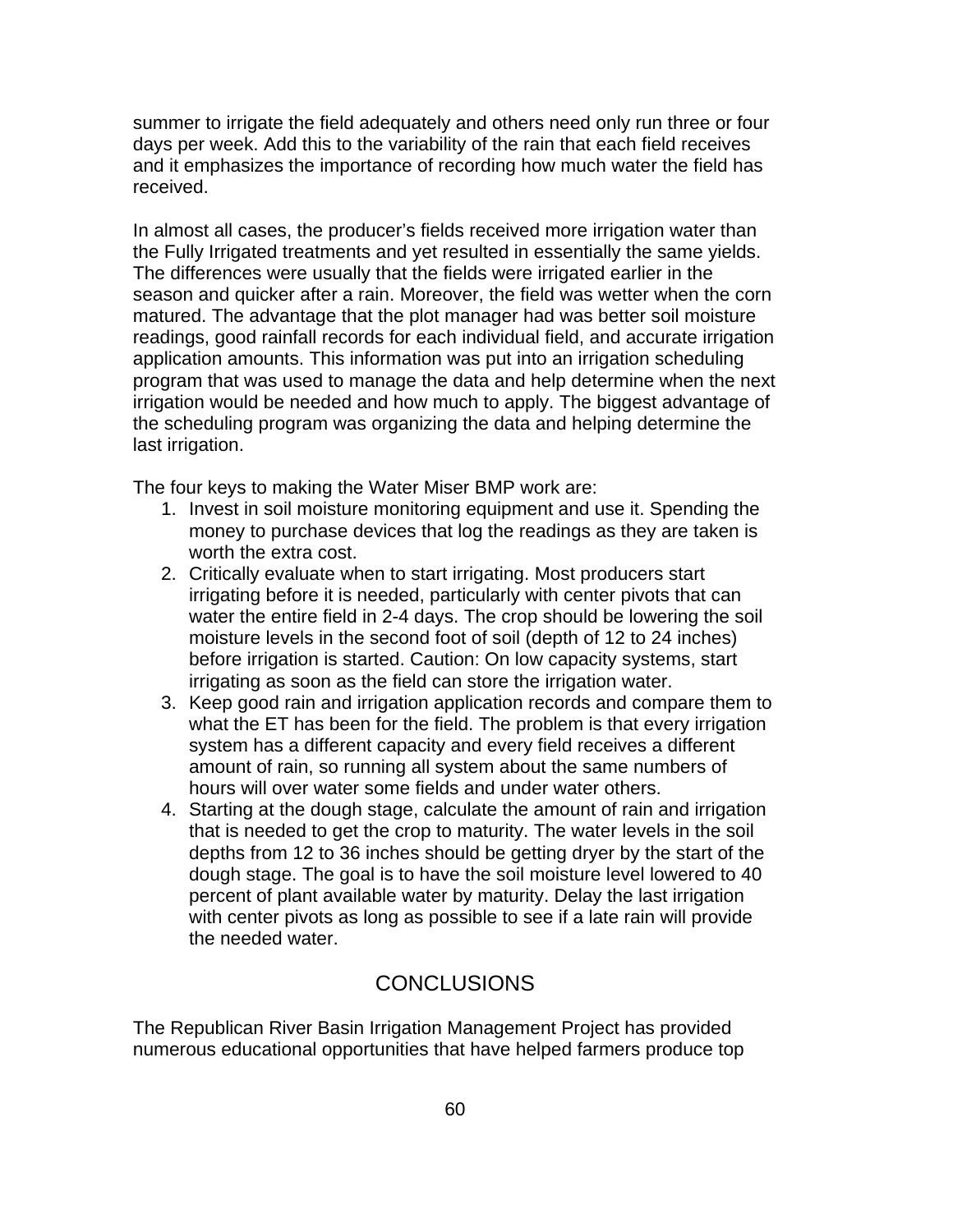summer to irrigate the field adequately and others need only run three or four days per week. Add this to the variability of the rain that each field receives and it emphasizes the importance of recording how much water the field has received.

In almost all cases, the producer's fields received more irrigation water than the Fully Irrigated treatments and yet resulted in essentially the same yields. The differences were usually that the fields were irrigated earlier in the season and quicker after a rain. Moreover, the field was wetter when the corn matured. The advantage that the plot manager had was better soil moisture readings, good rainfall records for each individual field, and accurate irrigation application amounts. This information was put into an irrigation scheduling program that was used to manage the data and help determine when the next irrigation would be needed and how much to apply. The biggest advantage of the scheduling program was organizing the data and helping determine the last irrigation.

The four keys to making the Water Miser BMP work are:

1. Invest in soil moisture monitoring equipment and use it. Spending the money to purchase devices that log the readings as they are taken is worth the extra cost.
2. Critically evaluate when to start irrigating. Most producers start irrigating before it is needed, particularly with center pivots that can water the entire field in 2-4 days. The crop should be lowering the soil moisture levels in the second foot of soil (depth of 12 to 24 inches) before irrigation is started. Caution: On low capacity systems, start irrigating as soon as the field can store the irrigation water.
3. Keep good rain and irrigation application records and compare them to what the ET has been for the field. The problem is that every irrigation system has a different capacity and every field receives a different amount of rain, so running all system about the same numbers of hours will over water some fields and under water others.
4. Starting at the dough stage, calculate the amount of rain and irrigation that is needed to get the crop to maturity. The water levels in the soil depths from 12 to 36 inches should be getting dryer by the start of the dough stage. The goal is to have the soil moisture level lowered to 40 percent of plant available water by maturity. Delay the last irrigation with center pivots as long as possible to see if a late rain will provide the needed water.

## CONCLUSIONS

The Republican River Basin Irrigation Management Project has provided numerous educational opportunities that have helped farmers produce top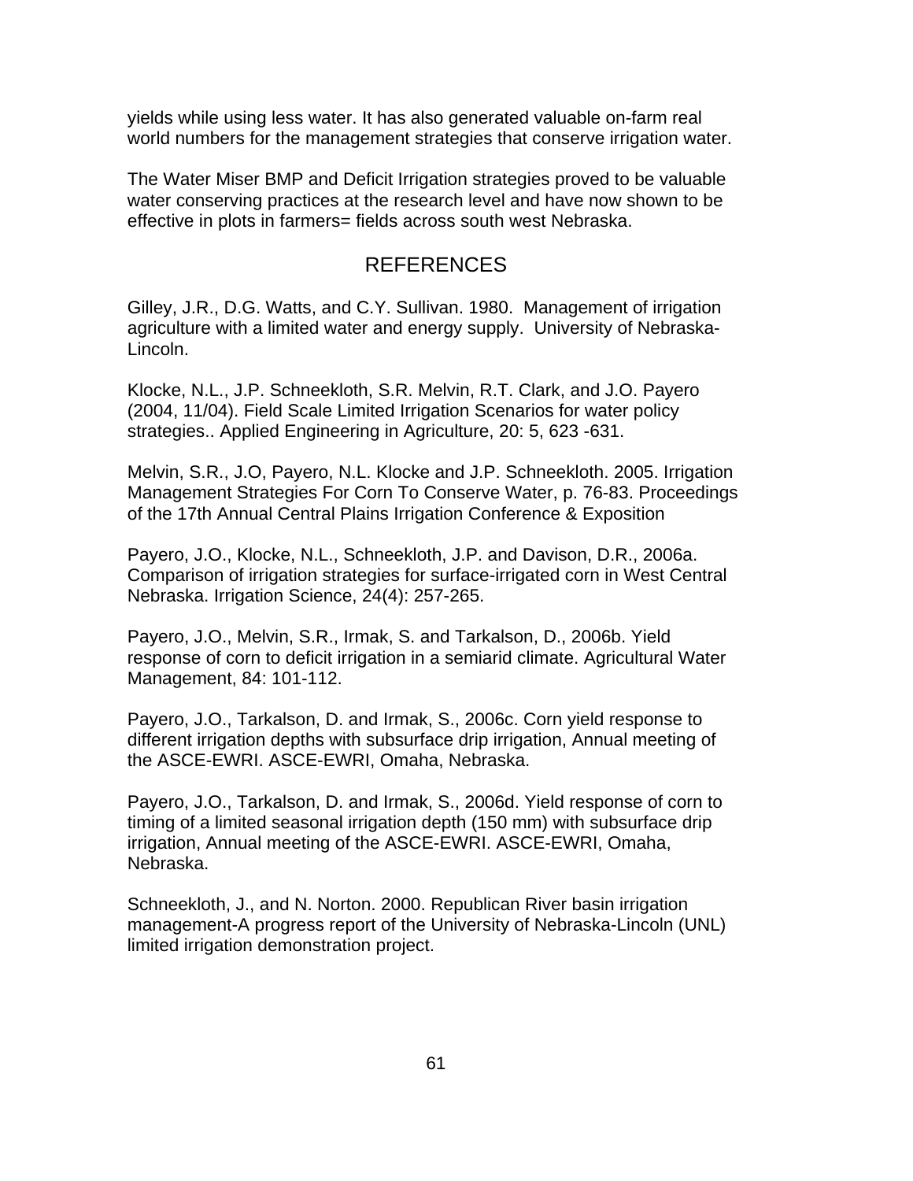yields while using less water. It has also generated valuable on-farm real world numbers for the management strategies that conserve irrigation water.

The Water Miser BMP and Deficit Irrigation strategies proved to be valuable water conserving practices at the research level and have now shown to be effective in plots in farmers= fields across south west Nebraska.

## REFERENCES

Gilley, J.R., D.G. Watts, and C.Y. Sullivan. 1980. Management of irrigation agriculture with a limited water and energy supply. University of Nebraska-Lincoln.

Klocke, N.L., J.P. Schneekloth, S.R. Melvin, R.T. Clark, and J.O. Payero (2004, 11/04). Field Scale Limited Irrigation Scenarios for water policy strategies.. Applied Engineering in Agriculture, 20: 5, 623 -631.

Melvin, S.R., J.O, Payero, N.L. Klocke and J.P. Schneekloth. 2005. Irrigation Management Strategies For Corn To Conserve Water, p. 76-83. Proceedings of the 17th Annual Central Plains Irrigation Conference & Exposition

Payero, J.O., Klocke, N.L., Schneekloth, J.P. and Davison, D.R., 2006a. Comparison of irrigation strategies for surface-irrigated corn in West Central Nebraska. Irrigation Science, 24(4): 257-265.

Payero, J.O., Melvin, S.R., Irmak, S. and Tarkalson, D., 2006b. Yield response of corn to deficit irrigation in a semiarid climate. Agricultural Water Management, 84: 101-112.

Payero, J.O., Tarkalson, D. and Irmak, S., 2006c. Corn yield response to different irrigation depths with subsurface drip irrigation, Annual meeting of the ASCE-EWRI. ASCE-EWRI, Omaha, Nebraska.

Payero, J.O., Tarkalson, D. and Irmak, S., 2006d. Yield response of corn to timing of a limited seasonal irrigation depth (150 mm) with subsurface drip irrigation, Annual meeting of the ASCE-EWRI. ASCE-EWRI, Omaha, Nebraska.

Schneekloth, J., and N. Norton. 2000. Republican River basin irrigation management-A progress report of the University of Nebraska-Lincoln (UNL) limited irrigation demonstration project.